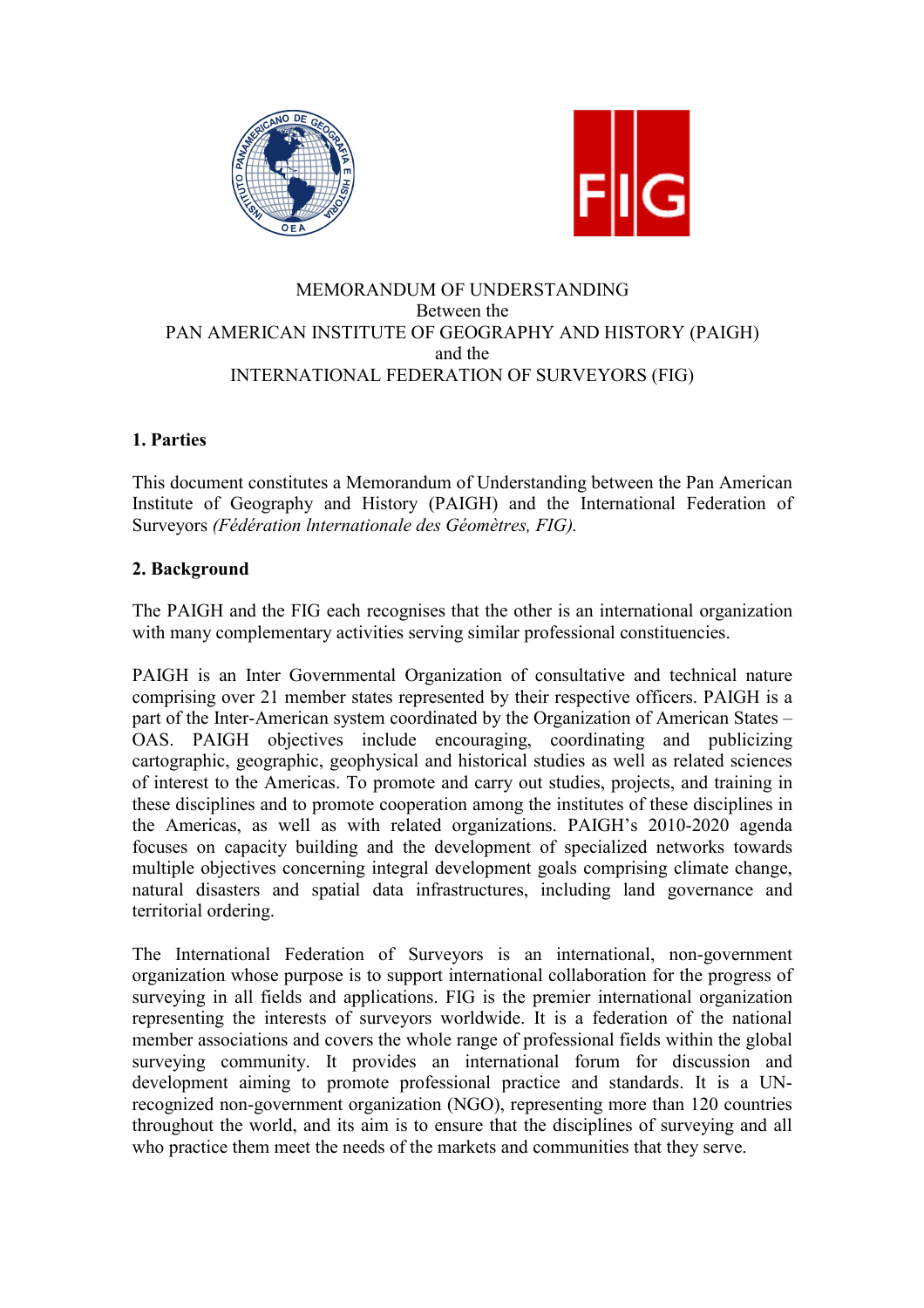MEMORANDUM OF UNDERSTANDING
Between the
PAN AMERICAN INSTITUTE OF GEOGRAPHY AND HISTORY (PAIGH)
and the
INTERNATIONAL FEDERATION OF SURVEYORS (FIG)

**1. Parties**

This document constitutes a Memorandum of Understanding between the Pan American Institute of Geography and History (PAIGH) and the International Federation of Surveyors *(Fédération lnternationale des Géomètres, FIG).*

**2. Background**

The PAIGH and the FIG each recognises that the other is an international organization with many complementary activities serving similar professional constituencies.

PAIGH is an Inter Governmental Organization of consultative and technical nature comprising over 21 member states represented by their respective officers. PAIGH is a part of the Inter-American system coordinated by the Organization of American States – OAS. PAIGH objectives include encouraging, coordinating and publicizing cartographic, geographic, geophysical and historical studies as well as related sciences of interest to the Americas. To promote and carry out studies, projects, and training in these disciplines and to promote cooperation among the institutes of these disciplines in the Americas, as well as with related organizations. PAIGH's 2010-2020 agenda focuses on capacity building and the development of specialized networks towards multiple objectives concerning integral development goals comprising climate change, natural disasters and spatial data infrastructures, including land governance and territorial ordering.

The International Federation of Surveyors is an international, non-government organization whose purpose is to support international collaboration for the progress of surveying in all fields and applications. FIG is the premier international organization representing the interests of surveyors worldwide. It is a federation of the national member associations and covers the whole range of professional fields within the global surveying community. It provides an international forum for discussion and development aiming to promote professional practice and standards. It is a UN-recognized non-government organization (NGO), representing more than 120 countries throughout the world, and its aim is to ensure that the disciplines of surveying and all who practice them meet the needs of the markets and communities that they serve.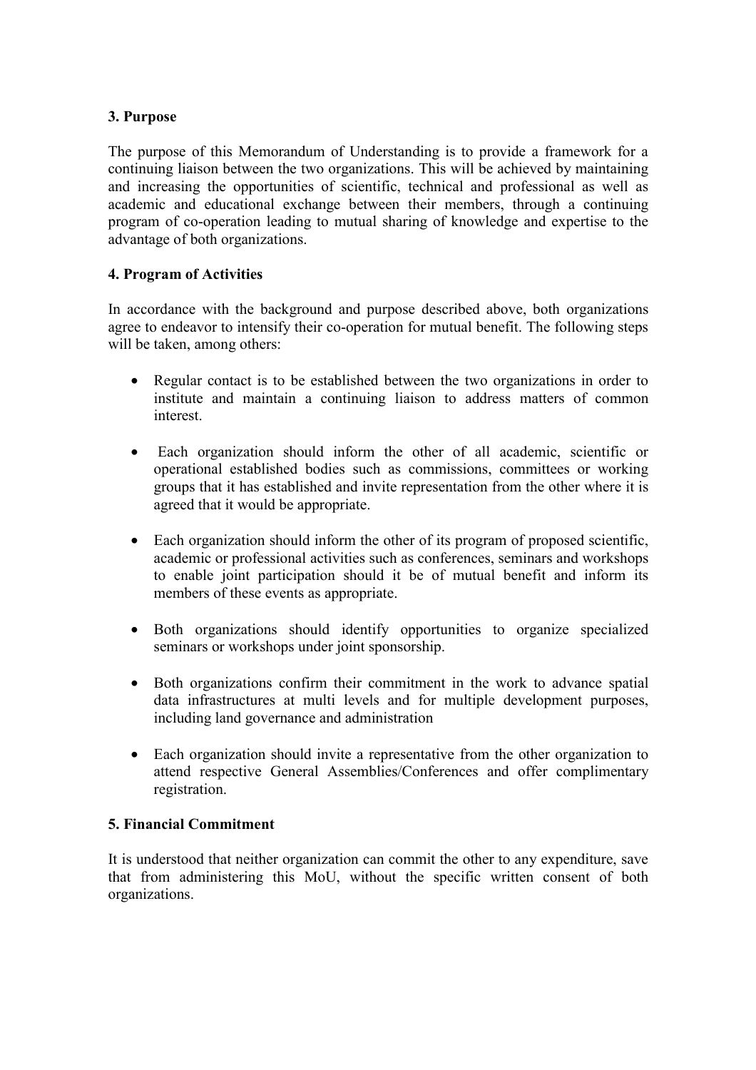### 3. Purpose

The purpose of this Memorandum of Understanding is to provide a framework for a continuing liaison between the two organizations. This will be achieved by maintaining and increasing the opportunities of scientific, technical and professional as well as academic and educational exchange between their members, through a continuing program of co-operation leading to mutual sharing of knowledge and expertise to the advantage of both organizations.

### 4. Program of Activities

In accordance with the background and purpose described above, both organizations agree to endeavor to intensify their co-operation for mutual benefit. The following steps will be taken, among others:

- Regular contact is to be established between the two organizations in order to institute and maintain a continuing liaison to address matters of common interest.
- Each organization should inform the other of all academic, scientific or operational established bodies such as commissions, committees or working groups that it has established and invite representation from the other where it is agreed that it would be appropriate.
- Each organization should inform the other of its program of proposed scientific, academic or professional activities such as conferences, seminars and workshops to enable joint participation should it be of mutual benefit and inform its members of these events as appropriate.
- Both organizations should identify opportunities to organize specialized seminars or workshops under joint sponsorship.
- Both organizations confirm their commitment in the work to advance spatial data infrastructures at multi levels and for multiple development purposes, including land governance and administration
- Each organization should invite a representative from the other organization to attend respective General Assemblies/Conferences and offer complimentary registration.

### 5. Financial Commitment

It is understood that neither organization can commit the other to any expenditure, save that from administering this MoU, without the specific written consent of both organizations.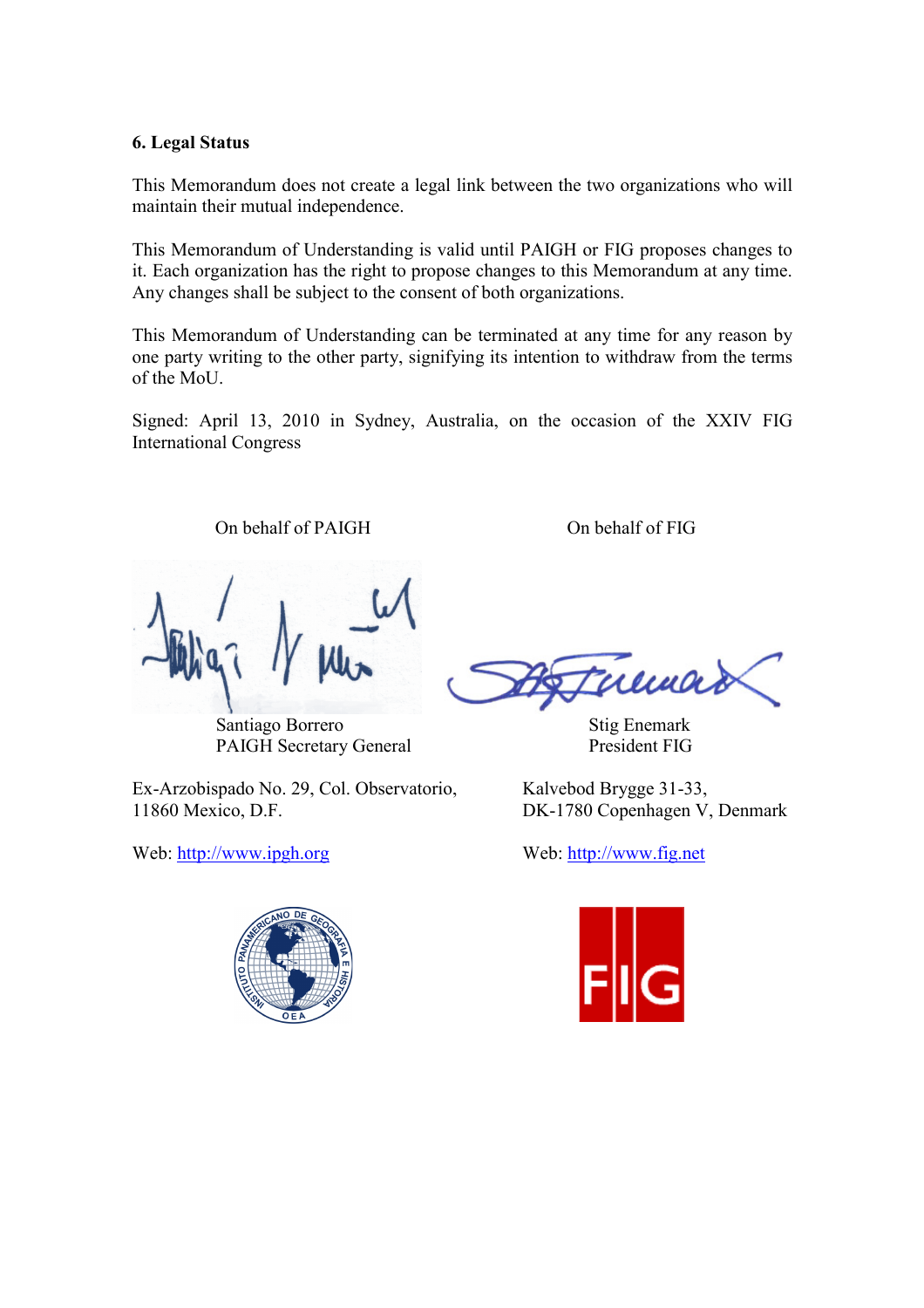### 6. Legal Status

This Memorandum does not create a legal link between the two organizations who will maintain their mutual independence.

This Memorandum of Understanding is valid until PAIGH or FIG proposes changes to it. Each organization has the right to propose changes to this Memorandum at any time. Any changes shall be subject to the consent of both organizations.

This Memorandum of Understanding can be terminated at any time for any reason by one party writing to the other party, signifying its intention to withdraw from the terms of the MoU.

Signed: April 13, 2010 in Sydney, Australia, on the occasion of the XXIV FIG International Congress

On behalf of PAIGH

Santiago Borrero
PAIGH Secretary General

Ex-Arzobispado No. 29, Col. Observatorio,
11860 Mexico, D.F.

Web: http://www.ipgh.org

On behalf of FIG

Stig Enemark
President FIG

Kalvebod Brygge 31-33,
DK-1780 Copenhagen V, Denmark

Web: http://www.fig.net